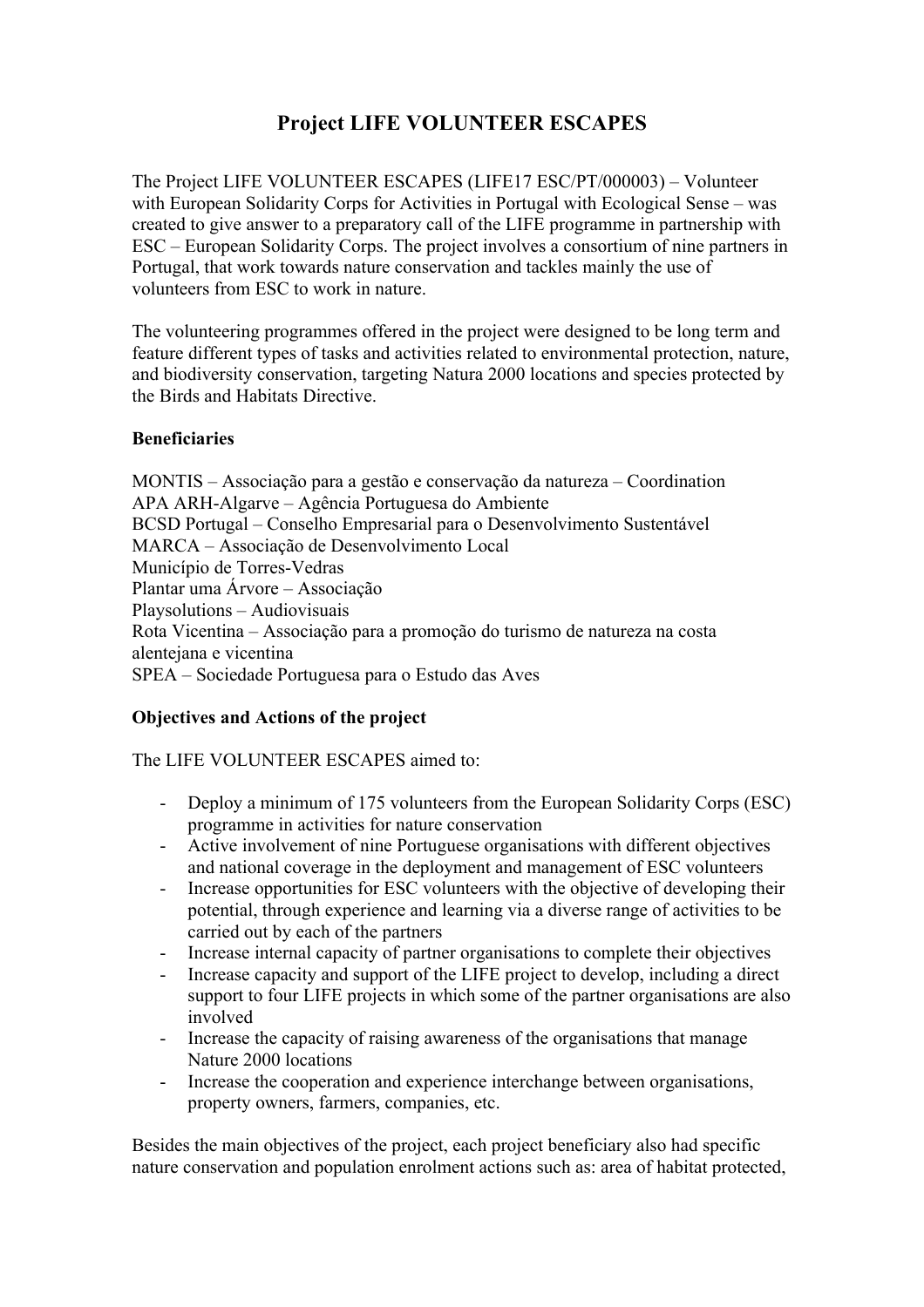# Project LIFE VOLUNTEER ESCAPES

The Project LIFE VOLUNTEER ESCAPES (LIFE17 ESC/PT/000003) – Volunteer with European Solidarity Corps for Activities in Portugal with Ecological Sense – was created to give answer to a preparatory call of the LIFE programme in partnership with ESC – European Solidarity Corps. The project involves a consortium of nine partners in Portugal, that work towards nature conservation and tackles mainly the use of volunteers from ESC to work in nature.

The volunteering programmes offered in the project were designed to be long term and feature different types of tasks and activities related to environmental protection, nature, and biodiversity conservation, targeting Natura 2000 locations and species protected by the Birds and Habitats Directive.

**Beneficiaries**

MONTIS – Associação para a gestão e conservação da natureza – Coordination
APA ARH-Algarve – Agência Portuguesa do Ambiente
BCSD Portugal – Conselho Empresarial para o Desenvolvimento Sustentável
MARCA – Associação de Desenvolvimento Local
Município de Torres-Vedras
Plantar uma Árvore – Associação
Playsolutions – Audiovisuais
Rota Vicentina – Associação para a promoção do turismo de natureza na costa alentejana e vicentina
SPEA – Sociedade Portuguesa para o Estudo das Aves

**Objectives and Actions of the project**

The LIFE VOLUNTEER ESCAPES aimed to:

- Deploy a minimum of 175 volunteers from the European Solidarity Corps (ESC) programme in activities for nature conservation
- Active involvement of nine Portuguese organisations with different objectives and national coverage in the deployment and management of ESC volunteers
- Increase opportunities for ESC volunteers with the objective of developing their potential, through experience and learning via a diverse range of activities to be carried out by each of the partners
- Increase internal capacity of partner organisations to complete their objectives
- Increase capacity and support of the LIFE project to develop, including a direct support to four LIFE projects in which some of the partner organisations are also involved
- Increase the capacity of raising awareness of the organisations that manage Nature 2000 locations
- Increase the cooperation and experience interchange between organisations, property owners, farmers, companies, etc.

Besides the main objectives of the project, each project beneficiary also had specific nature conservation and population enrolment actions such as: area of habitat protected,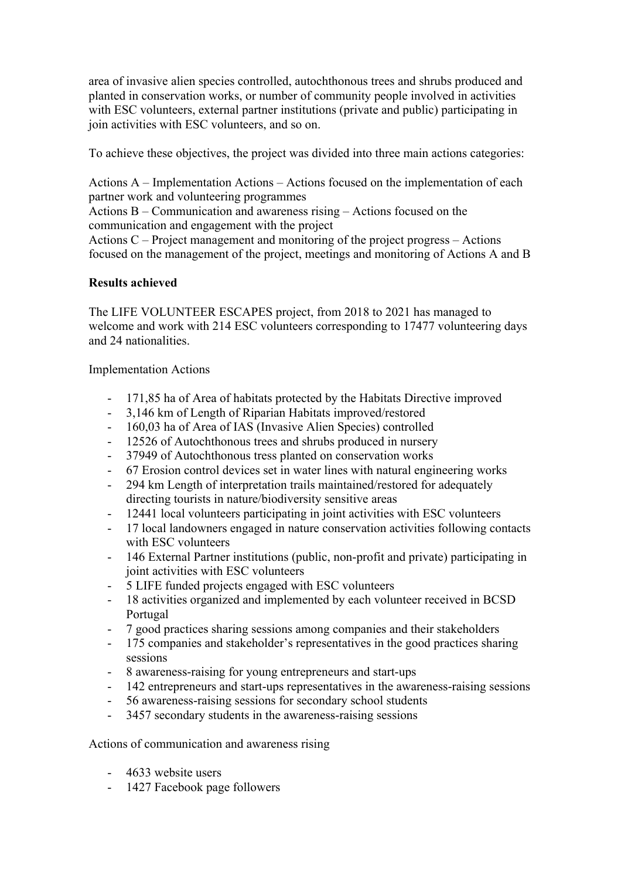area of invasive alien species controlled, autochthonous trees and shrubs produced and planted in conservation works, or number of community people involved in activities with ESC volunteers, external partner institutions (private and public) participating in join activities with ESC volunteers, and so on.

To achieve these objectives, the project was divided into three main actions categories:

Actions A – Implementation Actions – Actions focused on the implementation of each partner work and volunteering programmes
Actions B – Communication and awareness rising – Actions focused on the communication and engagement with the project
Actions C – Project management and monitoring of the project progress – Actions focused on the management of the project, meetings and monitoring of Actions A and B

**Results achieved**

The LIFE VOLUNTEER ESCAPES project, from 2018 to 2021 has managed to welcome and work with 214 ESC volunteers corresponding to 17477 volunteering days and 24 nationalities.

Implementation Actions

- 171,85 ha of Area of habitats protected by the Habitats Directive improved
- 3,146 km of Length of Riparian Habitats improved/restored
- 160,03 ha of Area of IAS (Invasive Alien Species) controlled
- 12526 of Autochthonous trees and shrubs produced in nursery
- 37949 of Autochthonous tress planted on conservation works
- 67 Erosion control devices set in water lines with natural engineering works
- 294 km Length of interpretation trails maintained/restored for adequately directing tourists in nature/biodiversity sensitive areas
- 12441 local volunteers participating in joint activities with ESC volunteers
- 17 local landowners engaged in nature conservation activities following contacts with ESC volunteers
- 146 External Partner institutions (public, non-profit and private) participating in joint activities with ESC volunteers
- 5 LIFE funded projects engaged with ESC volunteers
- 18 activities organized and implemented by each volunteer received in BCSD Portugal
- 7 good practices sharing sessions among companies and their stakeholders
- 175 companies and stakeholder's representatives in the good practices sharing sessions
- 8 awareness-raising for young entrepreneurs and start-ups
- 142 entrepreneurs and start-ups representatives in the awareness-raising sessions
- 56 awareness-raising sessions for secondary school students
- 3457 secondary students in the awareness-raising sessions

Actions of communication and awareness rising

- 4633 website users
- 1427 Facebook page followers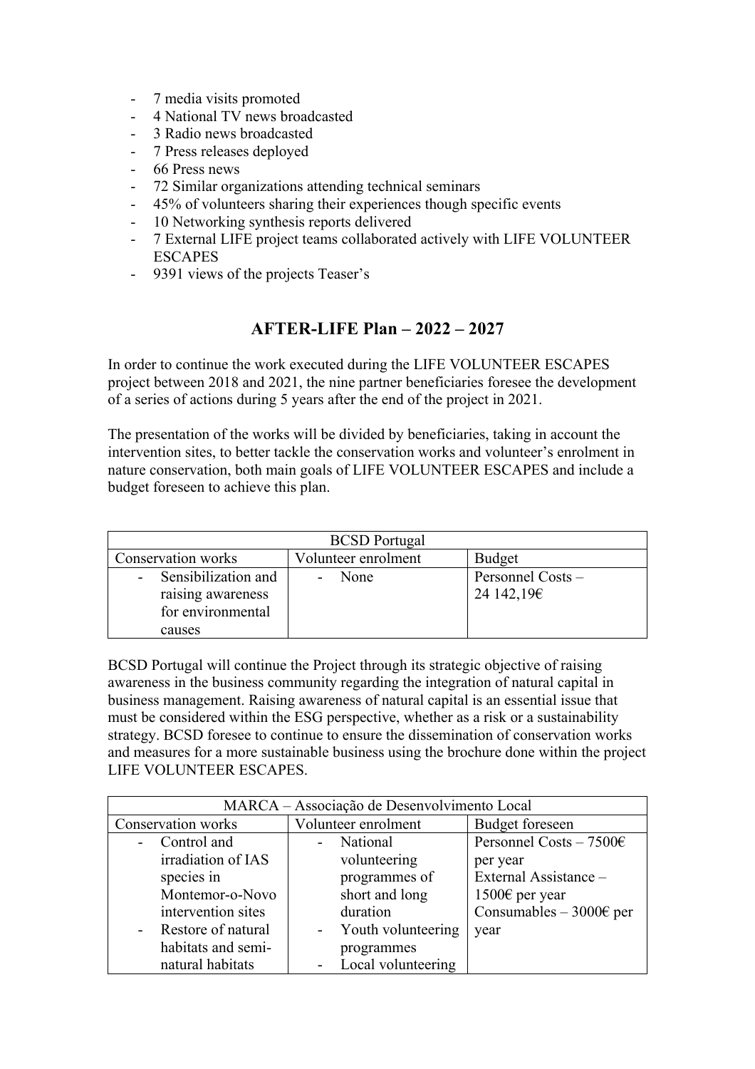- 7 media visits promoted
- 4 National TV news broadcasted
- 3 Radio news broadcasted
- 7 Press releases deployed
- 66 Press news
- 72 Similar organizations attending technical seminars
- 45% of volunteers sharing their experiences though specific events
- 10 Networking synthesis reports delivered
- 7 External LIFE project teams collaborated actively with LIFE VOLUNTEER ESCAPES
- 9391 views of the projects Teaser's

## AFTER-LIFE Plan – 2022 – 2027

In order to continue the work executed during the LIFE VOLUNTEER ESCAPES project between 2018 and 2021, the nine partner beneficiaries foresee the development of a series of actions during 5 years after the end of the project in 2021.

The presentation of the works will be divided by beneficiaries, taking in account the intervention sites, to better tackle the conservation works and volunteer's enrolment in nature conservation, both main goals of LIFE VOLUNTEER ESCAPES and include a budget foreseen to achieve this plan.

| BCSD Portugal | | |
|---|---|---|
| Conservation works | Volunteer enrolment | Budget |
| - Sensibilization and raising awareness for environmental causes | - None | Personnel Costs – 24 142,19€ |

BCSD Portugal will continue the Project through its strategic objective of raising awareness in the business community regarding the integration of natural capital in business management. Raising awareness of natural capital is an essential issue that must be considered within the ESG perspective, whether as a risk or a sustainability strategy. BCSD foresee to continue to ensure the dissemination of conservation works and measures for a more sustainable business using the brochure done within the project LIFE VOLUNTEER ESCAPES.

| MARCA – Associação de Desenvolvimento Local | | |
|---|---|---|
| Conservation works | Volunteer enrolment | Budget foreseen |
| - Control and irradiation of IAS species in Montemor-o-Novo intervention sites<br>- Restore of natural habitats and semi-natural habitats | - National volunteering programmes of short and long duration<br>- Youth volunteering programmes<br>- Local volunteering | Personnel Costs – 7500€ per year<br>External Assistance – 1500€ per year<br>Consumables – 3000€ per year |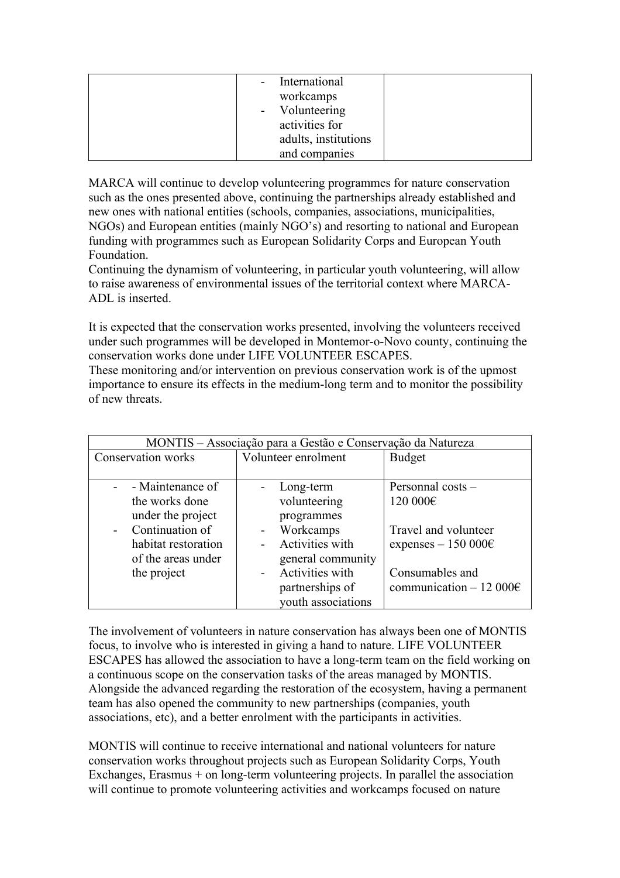| | - International workcamps<br>- Volunteering activities for adults, institutions and companies | |
|---|---|---|

MARCA will continue to develop volunteering programmes for nature conservation such as the ones presented above, continuing the partnerships already established and new ones with national entities (schools, companies, associations, municipalities, NGOs) and European entities (mainly NGO's) and resorting to national and European funding with programmes such as European Solidarity Corps and European Youth Foundation.
Continuing the dynamism of volunteering, in particular youth volunteering, will allow to raise awareness of environmental issues of the territorial context where MARCA-ADL is inserted.

It is expected that the conservation works presented, involving the volunteers received under such programmes will be developed in Montemor-o-Novo county, continuing the conservation works done under LIFE VOLUNTEER ESCAPES.
These monitoring and/or intervention on previous conservation work is of the upmost importance to ensure its effects in the medium-long term and to monitor the possibility of new threats.

| MONTIS – Associação para a Gestão e Conservação da Natureza | | |
|---|---|---|
| Conservation works | Volunteer enrolment | Budget |
| - - Maintenance of the works done under the project<br>- Continuation of habitat restoration of the areas under the project | - Long-term volunteering programmes<br>- Workcamps<br>- Activities with general community<br>- Activities with partnerships of youth associations | Personnal costs – 120 000€<br><br>Travel and volunteer expenses – 150 000€<br><br>Consumables and communication – 12 000€ |

The involvement of volunteers in nature conservation has always been one of MONTIS focus, to involve who is interested in giving a hand to nature. LIFE VOLUNTEER ESCAPES has allowed the association to have a long-term team on the field working on a continuous scope on the conservation tasks of the areas managed by MONTIS. Alongside the advanced regarding the restoration of the ecosystem, having a permanent team has also opened the community to new partnerships (companies, youth associations, etc), and a better enrolment with the participants in activities.

MONTIS will continue to receive international and national volunteers for nature conservation works throughout projects such as European Solidarity Corps, Youth Exchanges, Erasmus + on long-term volunteering projects. In parallel the association will continue to promote volunteering activities and workcamps focused on nature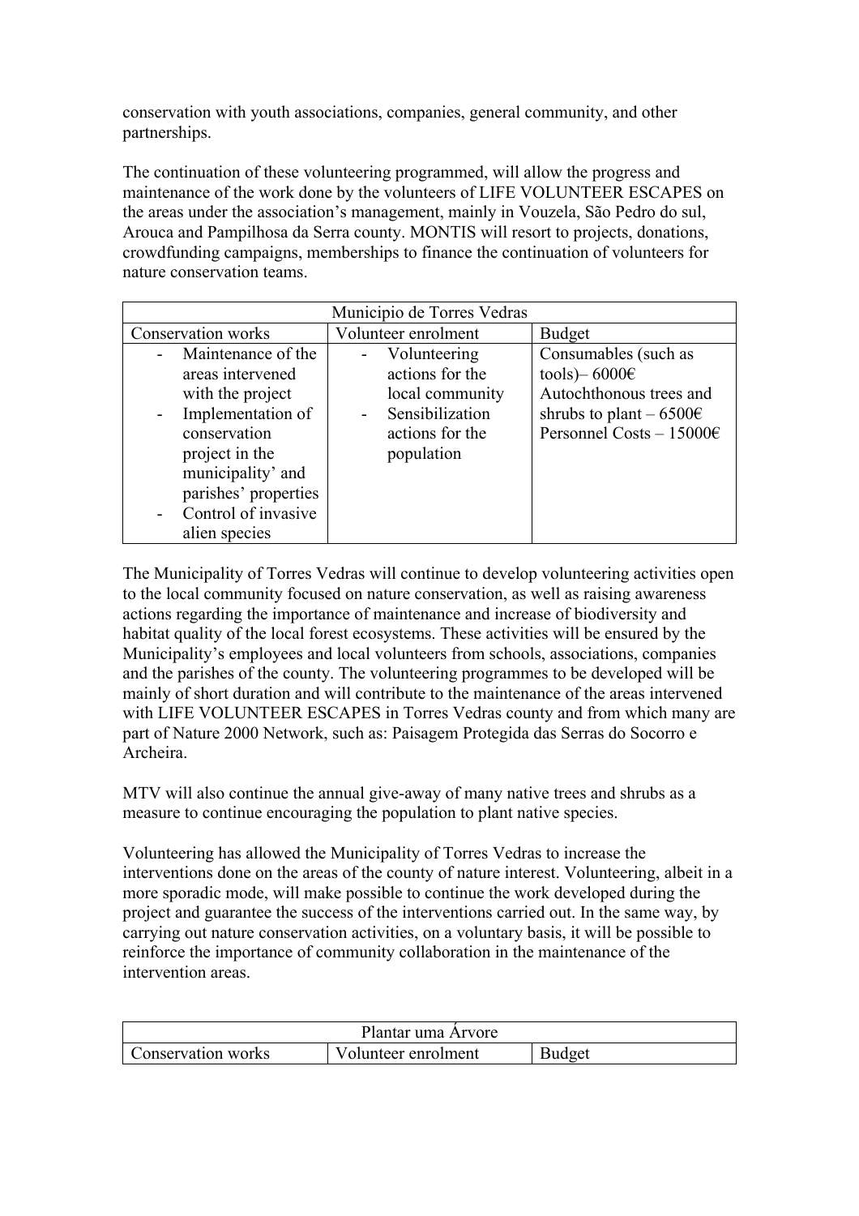conservation with youth associations, companies, general community, and other partnerships.

The continuation of these volunteering programmed, will allow the progress and maintenance of the work done by the volunteers of LIFE VOLUNTEER ESCAPES on the areas under the association's management, mainly in Vouzela, São Pedro do sul, Arouca and Pampilhosa da Serra county. MONTIS will resort to projects, donations, crowdfunding campaigns, memberships to finance the continuation of volunteers for nature conservation teams.

| Municipio de Torres Vedras | | |
|---|---|---|
| Conservation works | Volunteer enrolment | Budget |
| - Maintenance of the areas intervened with the project<br>- Implementation of conservation project in the municipality' and parishes' properties<br>- Control of invasive alien species | - Volunteering actions for the local community<br>- Sensibilization actions for the population | Consumables (such as tools)– 6000€<br>Autochthonous trees and shrubs to plant – 6500€<br>Personnel Costs – 15000€ |

The Municipality of Torres Vedras will continue to develop volunteering activities open to the local community focused on nature conservation, as well as raising awareness actions regarding the importance of maintenance and increase of biodiversity and habitat quality of the local forest ecosystems. These activities will be ensured by the Municipality's employees and local volunteers from schools, associations, companies and the parishes of the county. The volunteering programmes to be developed will be mainly of short duration and will contribute to the maintenance of the areas intervened with LIFE VOLUNTEER ESCAPES in Torres Vedras county and from which many are part of Nature 2000 Network, such as: Paisagem Protegida das Serras do Socorro e Archeira.

MTV will also continue the annual give-away of many native trees and shrubs as a measure to continue encouraging the population to plant native species.

Volunteering has allowed the Municipality of Torres Vedras to increase the interventions done on the areas of the county of nature interest. Volunteering, albeit in a more sporadic mode, will make possible to continue the work developed during the project and guarantee the success of the interventions carried out. In the same way, by carrying out nature conservation activities, on a voluntary basis, it will be possible to reinforce the importance of community collaboration in the maintenance of the intervention areas.

| Plantar uma Árvore | | |
|---|---|---|
| Conservation works | Volunteer enrolment | Budget |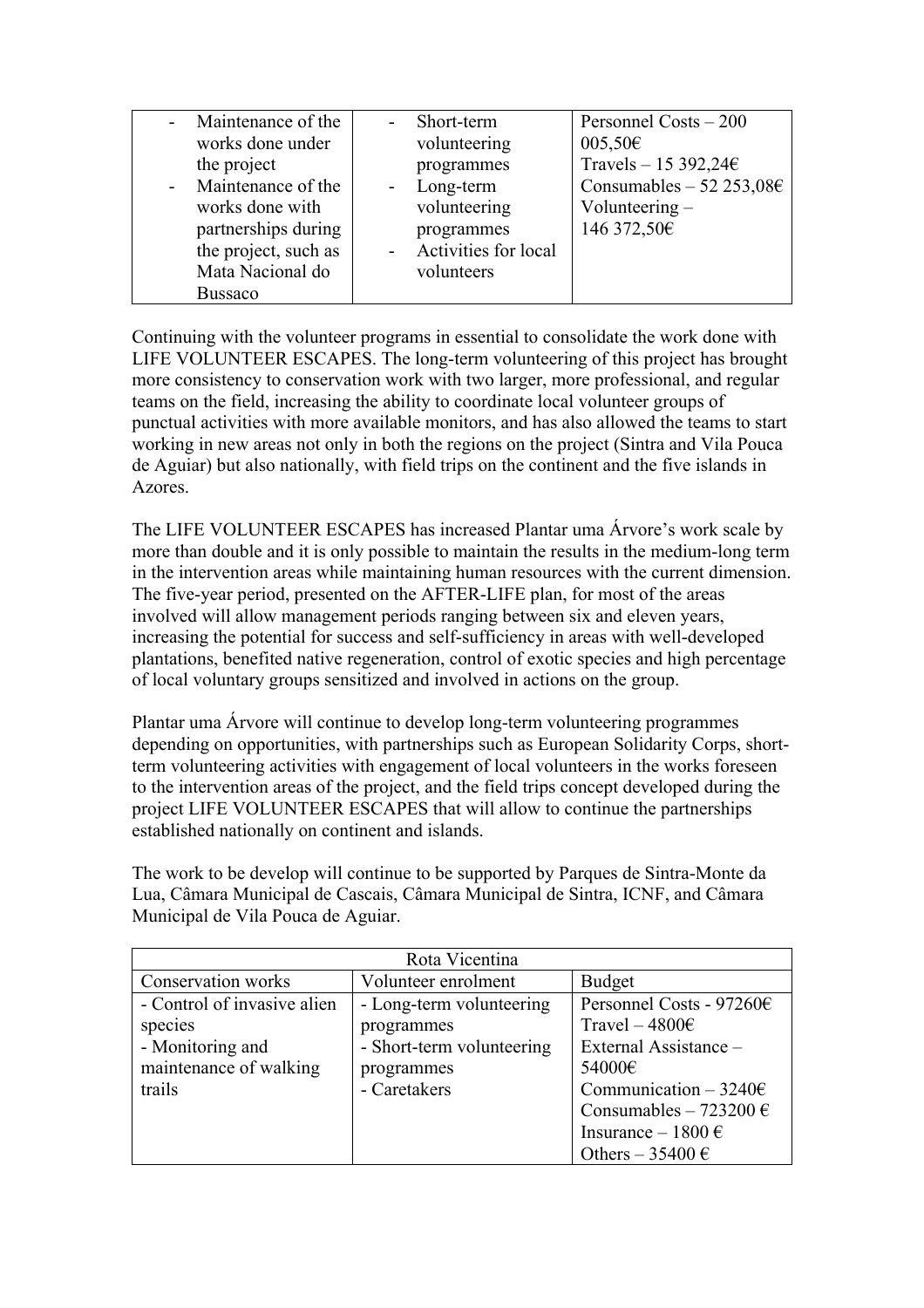| | | |
|---|---|---|
| - Maintenance of the works done under the project<br>- Maintenance of the works done with partnerships during the project, such as Mata Nacional do Bussaco | - Short-term volunteering programmes<br>- Long-term volunteering programmes<br>- Activities for local volunteers | Personnel Costs – 200 005,50€<br>Travels – 15 392,24€<br>Consumables – 52 253,08€<br>Volunteering – 146 372,50€ |

Continuing with the volunteer programs in essential to consolidate the work done with LIFE VOLUNTEER ESCAPES. The long-term volunteering of this project has brought more consistency to conservation work with two larger, more professional, and regular teams on the field, increasing the ability to coordinate local volunteer groups of punctual activities with more available monitors, and has also allowed the teams to start working in new areas not only in both the regions on the project (Sintra and Vila Pouca de Aguiar) but also nationally, with field trips on the continent and the five islands in Azores.

The LIFE VOLUNTEER ESCAPES has increased Plantar uma Árvore's work scale by more than double and it is only possible to maintain the results in the medium-long term in the intervention areas while maintaining human resources with the current dimension. The five-year period, presented on the AFTER-LIFE plan, for most of the areas involved will allow management periods ranging between six and eleven years, increasing the potential for success and self-sufficiency in areas with well-developed plantations, benefited native regeneration, control of exotic species and high percentage of local voluntary groups sensitized and involved in actions on the group.

Plantar uma Árvore will continue to develop long-term volunteering programmes depending on opportunities, with partnerships such as European Solidarity Corps, short-term volunteering activities with engagement of local volunteers in the works foreseen to the intervention areas of the project, and the field trips concept developed during the project LIFE VOLUNTEER ESCAPES that will allow to continue the partnerships established nationally on continent and islands.

The work to be develop will continue to be supported by Parques de Sintra-Monte da Lua, Câmara Municipal de Cascais, Câmara Municipal de Sintra, ICNF, and Câmara Municipal de Vila Pouca de Aguiar.

| Rota Vicentina | | |
|---|---|---|
| Conservation works | Volunteer enrolment | Budget |
| - Control of invasive alien species<br>- Monitoring and maintenance of walking trails | - Long-term volunteering programmes<br>- Short-term volunteering programmes<br>- Caretakers | Personnel Costs - 97260€<br>Travel – 4800€<br>External Assistance – 54000€<br>Communication – 3240€<br>Consumables – 723200 €<br>Insurance – 1800 €<br>Others – 35400 € |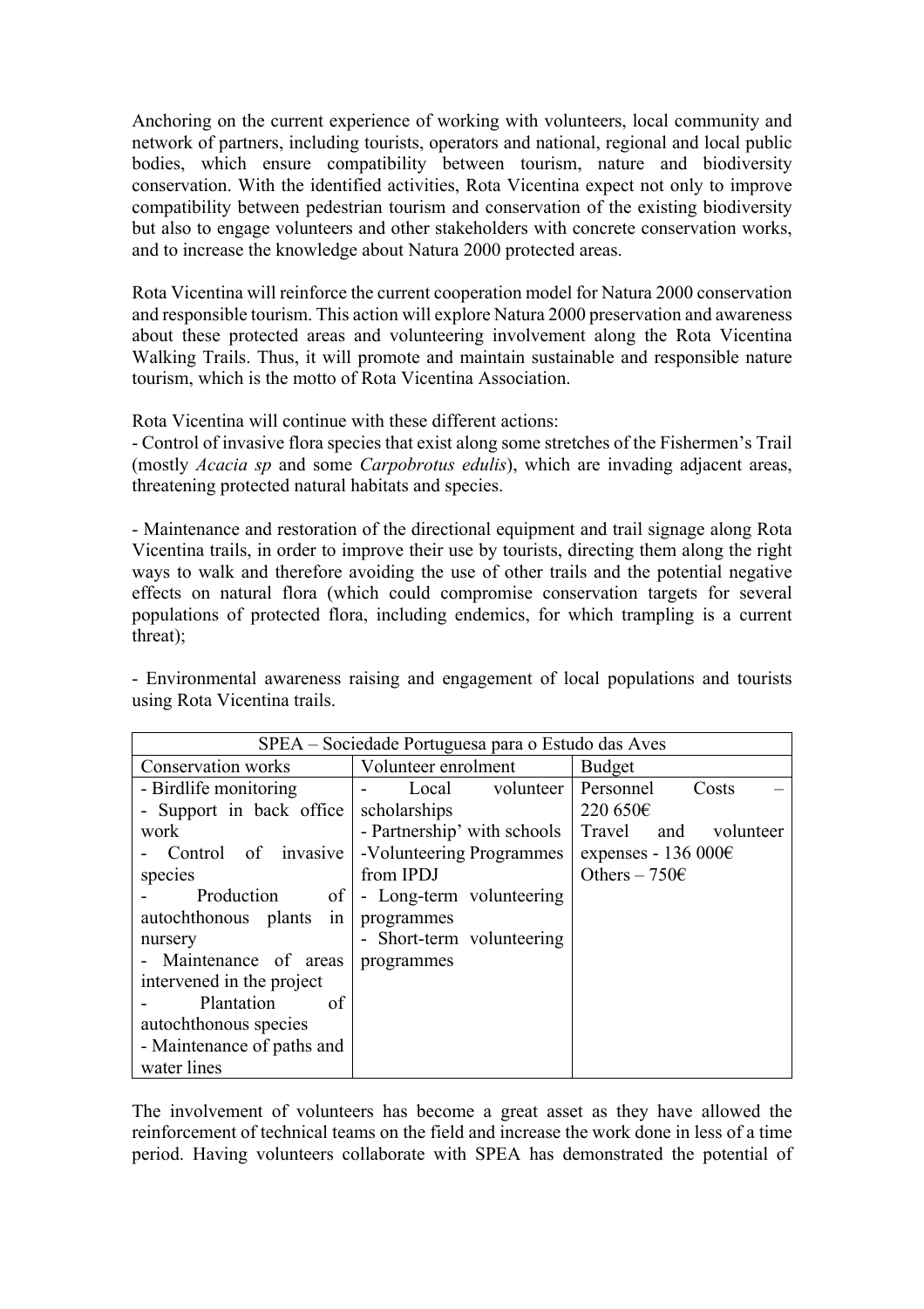Anchoring on the current experience of working with volunteers, local community and network of partners, including tourists, operators and national, regional and local public bodies, which ensure compatibility between tourism, nature and biodiversity conservation. With the identified activities, Rota Vicentina expect not only to improve compatibility between pedestrian tourism and conservation of the existing biodiversity but also to engage volunteers and other stakeholders with concrete conservation works, and to increase the knowledge about Natura 2000 protected areas.

Rota Vicentina will reinforce the current cooperation model for Natura 2000 conservation and responsible tourism. This action will explore Natura 2000 preservation and awareness about these protected areas and volunteering involvement along the Rota Vicentina Walking Trails. Thus, it will promote and maintain sustainable and responsible nature tourism, which is the motto of Rota Vicentina Association.

Rota Vicentina will continue with these different actions:

- Control of invasive flora species that exist along some stretches of the Fishermen's Trail (mostly *Acacia sp* and some *Carpobrotus edulis*), which are invading adjacent areas, threatening protected natural habitats and species.

- Maintenance and restoration of the directional equipment and trail signage along Rota Vicentina trails, in order to improve their use by tourists, directing them along the right ways to walk and therefore avoiding the use of other trails and the potential negative effects on natural flora (which could compromise conservation targets for several populations of protected flora, including endemics, for which trampling is a current threat);

- Environmental awareness raising and engagement of local populations and tourists using Rota Vicentina trails.

| SPEA – Sociedade Portuguesa para o Estudo das Aves | | |
|---|---|---|
| Conservation works | Volunteer enrolment | Budget |
| - Birdlife monitoring<br>- Support in back office work<br>- Control of invasive species<br>- Production of autochthonous plants in nursery<br>- Maintenance of areas intervened in the project<br>- Plantation of autochthonous species<br>- Maintenance of paths and water lines | - Local volunteer scholarships<br>- Partnership' with schools<br>-Volunteering Programmes from IPDJ<br>- Long-term volunteering programmes<br>- Short-term volunteering programmes | Personnel Costs – 220 650€<br>Travel and volunteer expenses - 136 000€<br>Others – 750€ |

The involvement of volunteers has become a great asset as they have allowed the reinforcement of technical teams on the field and increase the work done in less of a time period. Having volunteers collaborate with SPEA has demonstrated the potential of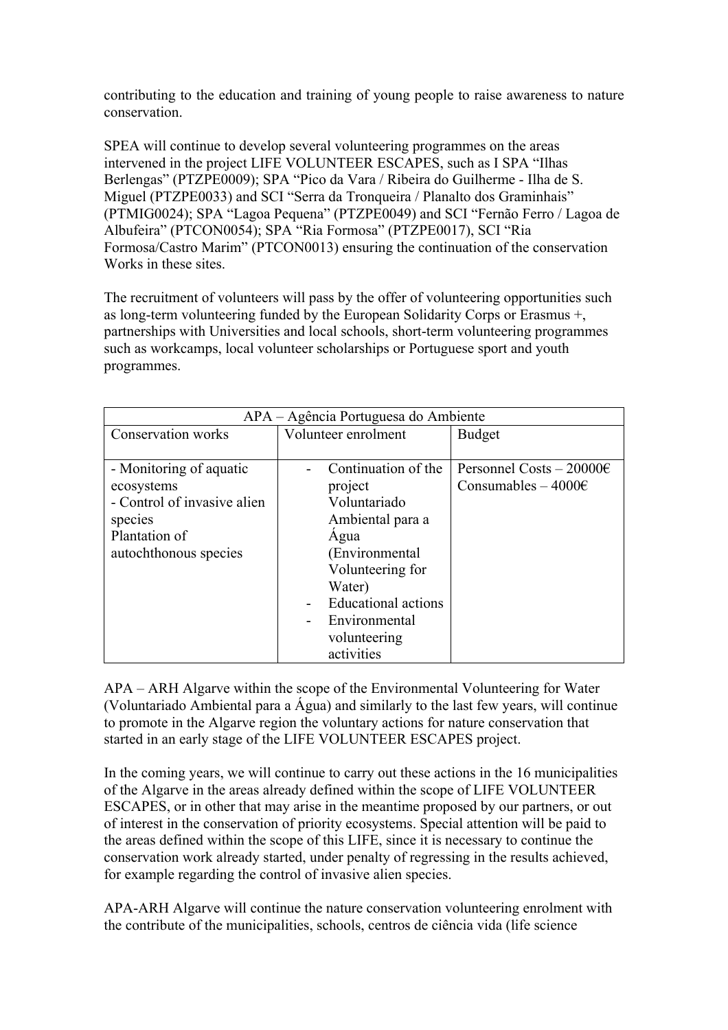contributing to the education and training of young people to raise awareness to nature conservation.

SPEA will continue to develop several volunteering programmes on the areas intervened in the project LIFE VOLUNTEER ESCAPES, such as I SPA "Ilhas Berlengas" (PTZPE0009); SPA "Pico da Vara / Ribeira do Guilherme - Ilha de S. Miguel (PTZPE0033) and SCI "Serra da Tronqueira / Planalto dos Graminhais" (PTMIG0024); SPA "Lagoa Pequena" (PTZPE0049) and SCI "Fernão Ferro / Lagoa de Albufeira" (PTCON0054); SPA "Ria Formosa" (PTZPE0017), SCI "Ria Formosa/Castro Marim" (PTCON0013) ensuring the continuation of the conservation Works in these sites.

The recruitment of volunteers will pass by the offer of volunteering opportunities such as long-term volunteering funded by the European Solidarity Corps or Erasmus +, partnerships with Universities and local schools, short-term volunteering programmes such as workcamps, local volunteer scholarships or Portuguese sport and youth programmes.

| APA – Agência Portuguesa do Ambiente | | |
|---|---|---|
| Conservation works | Volunteer enrolment | Budget |
| - Monitoring of aquatic ecosystems<br>- Control of invasive alien species<br>Plantation of autochthonous species | - Continuation of the project Voluntariado Ambiental para a Água (Environmental Volunteering for Water)<br>- Educational actions<br>- Environmental volunteering activities | Personnel Costs – 20000€<br>Consumables – 4000€ |

APA – ARH Algarve within the scope of the Environmental Volunteering for Water (Voluntariado Ambiental para a Água) and similarly to the last few years, will continue to promote in the Algarve region the voluntary actions for nature conservation that started in an early stage of the LIFE VOLUNTEER ESCAPES project.

In the coming years, we will continue to carry out these actions in the 16 municipalities of the Algarve in the areas already defined within the scope of LIFE VOLUNTEER ESCAPES, or in other that may arise in the meantime proposed by our partners, or out of interest in the conservation of priority ecosystems. Special attention will be paid to the areas defined within the scope of this LIFE, since it is necessary to continue the conservation work already started, under penalty of regressing in the results achieved, for example regarding the control of invasive alien species.

APA-ARH Algarve will continue the nature conservation volunteering enrolment with the contribute of the municipalities, schools, centros de ciência vida (life science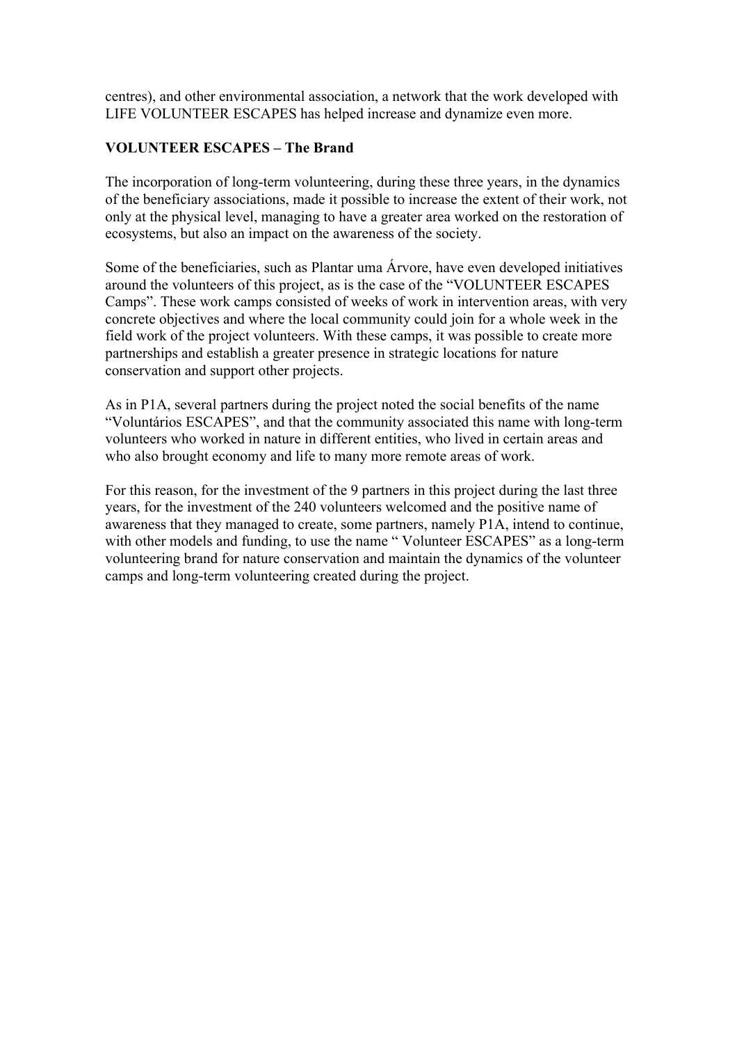centres), and other environmental association, a network that the work developed with LIFE VOLUNTEER ESCAPES has helped increase and dynamize even more.

**VOLUNTEER ESCAPES – The Brand**

The incorporation of long-term volunteering, during these three years, in the dynamics of the beneficiary associations, made it possible to increase the extent of their work, not only at the physical level, managing to have a greater area worked on the restoration of ecosystems, but also an impact on the awareness of the society.

Some of the beneficiaries, such as Plantar uma Árvore, have even developed initiatives around the volunteers of this project, as is the case of the "VOLUNTEER ESCAPES Camps". These work camps consisted of weeks of work in intervention areas, with very concrete objectives and where the local community could join for a whole week in the field work of the project volunteers. With these camps, it was possible to create more partnerships and establish a greater presence in strategic locations for nature conservation and support other projects.

As in P1A, several partners during the project noted the social benefits of the name "Voluntários ESCAPES", and that the community associated this name with long-term volunteers who worked in nature in different entities, who lived in certain areas and who also brought economy and life to many more remote areas of work.

For this reason, for the investment of the 9 partners in this project during the last three years, for the investment of the 240 volunteers welcomed and the positive name of awareness that they managed to create, some partners, namely P1A, intend to continue, with other models and funding, to use the name " Volunteer ESCAPES" as a long-term volunteering brand for nature conservation and maintain the dynamics of the volunteer camps and long-term volunteering created during the project.